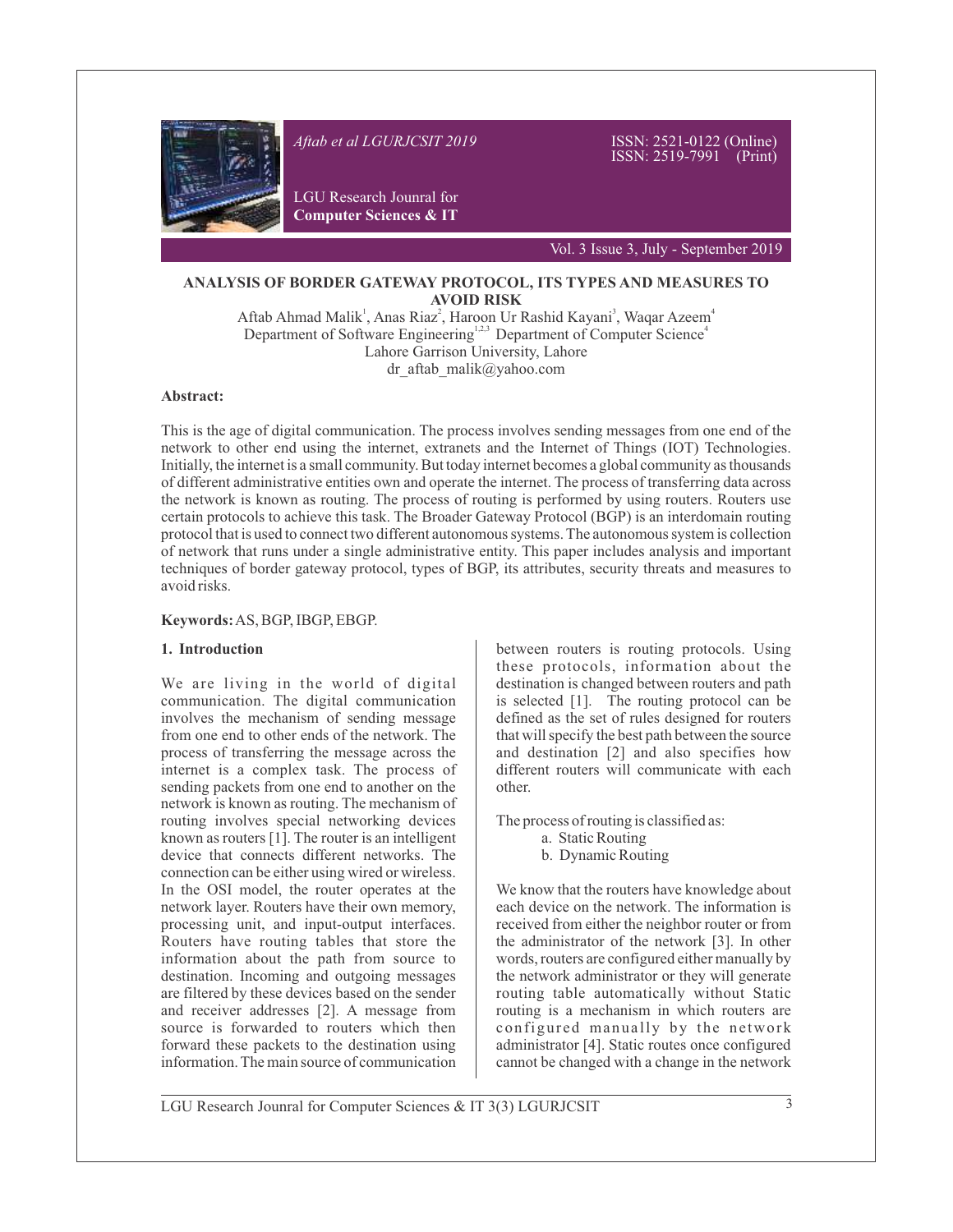# ANALYSIS OF BORDER GATEWAY PROTOCOL, ITS TYPES AND MEASURES TO AVOID RISK

Aftab Ahmad Malik[1], Anas Riaz[2], Haroon Ur Rashid Kayani[3], Waqar Azeem[4]
Department of Software Engineering[1,2,3] Department of Computer Science[4]
Lahore Garrison University, Lahore
dr_aftab_malik@yahoo.com

**Abstract:**

This is the age of digital communication. The process involves sending messages from one end of the network to other end using the internet, extranets and the Internet of Things (IOT) Technologies. Initially, the internet is a small community. But today internet becomes a global community as thousands of different administrative entities own and operate the internet. The process of transferring data across the network is known as routing. The process of routing is performed by using routers. Routers use certain protocols to achieve this task. The Broader Gateway Protocol (BGP) is an interdomain routing protocol that is used to connect two different autonomous systems. The autonomous system is collection of network that runs under a single administrative entity. This paper includes analysis and important techniques of border gateway protocol, types of BGP, its attributes, security threats and measures to avoid risks.

**Keywords:** AS, BGP, IBGP, EBGP.

## 1. Introduction

We are living in the world of digital communication. The digital communication involves the mechanism of sending message from one end to other ends of the network. The process of transferring the message across the internet is a complex task. The process of sending packets from one end to another on the network is known as routing. The mechanism of routing involves special networking devices known as routers [1]. The router is an intelligent device that connects different networks. The connection can be either using wired or wireless. In the OSI model, the router operates at the network layer. Routers have their own memory, processing unit, and input-output interfaces. Routers have routing tables that store the information about the path from source to destination. Incoming and outgoing messages are filtered by these devices based on the sender and receiver addresses [2]. A message from source is forwarded to routers which then forward these packets to the destination using information. The main source of communication between routers is routing protocols. Using these protocols, information about the destination is changed between routers and path is selected [1]. The routing protocol can be defined as the set of rules designed for routers that will specify the best path between the source and destination [2] and also specifies how different routers will communicate with each other.

The process of routing is classified as:

a. Static Routing
b. Dynamic Routing

We know that the routers have knowledge about each device on the network. The information is received from either the neighbor router or from the administrator of the network [3]. In other words, routers are configured either manually by the network administrator or they will generate routing table automatically without Static routing is a mechanism in which routers are configured manually by the network administrator [4]. Static routes once configured cannot be changed with a change in the network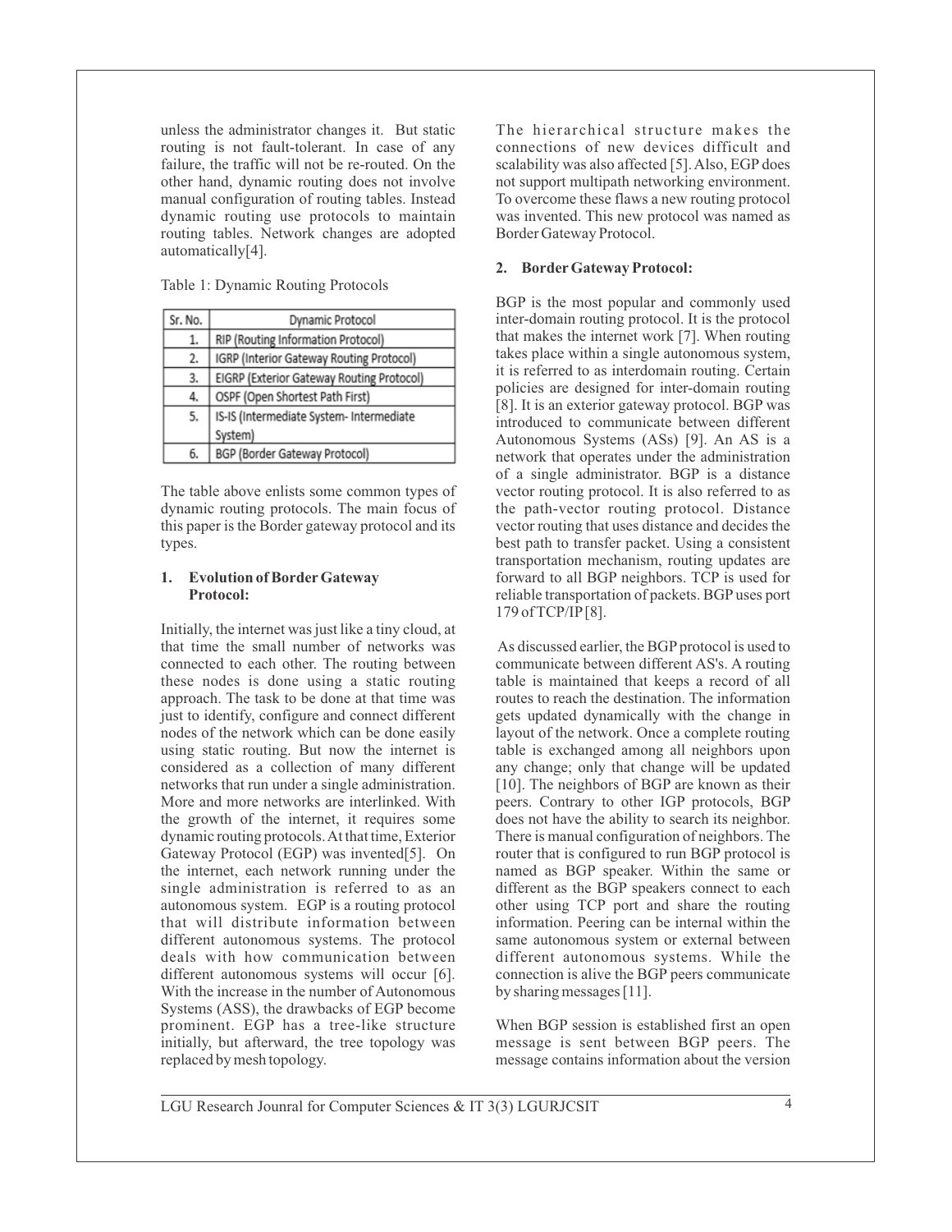unless the administrator changes it. But static routing is not fault-tolerant. In case of any failure, the traffic will not be re-routed. On the other hand, dynamic routing does not involve manual configuration of routing tables. Instead dynamic routing use protocols to maintain routing tables. Network changes are adopted automatically[4].

Table 1: Dynamic Routing Protocols

| Sr. No. | Dynamic Protocol |
|---|---|
| 1. | RIP (Routing Information Protocol) |
| 2. | IGRP (Interior Gateway Routing Protocol) |
| 3. | EIGRP (Exterior Gateway Routing Protocol) |
| 4. | OSPF (Open Shortest Path First) |
| 5. | IS-IS (Intermediate System- Intermediate System) |
| 6. | BGP (Border Gateway Protocol) |

The table above enlists some common types of dynamic routing protocols. The main focus of this paper is the Border gateway protocol and its types.

## 1. Evolution of Border Gateway Protocol:

Initially, the internet was just like a tiny cloud, at that time the small number of networks was connected to each other. The routing between these nodes is done using a static routing approach. The task to be done at that time was just to identify, configure and connect different nodes of the network which can be done easily using static routing. But now the internet is considered as a collection of many different networks that run under a single administration. More and more networks are interlinked. With the growth of the internet, it requires some dynamic routing protocols. At that time, Exterior Gateway Protocol (EGP) was invented[5]. On the internet, each network running under the single administration is referred to as an autonomous system. EGP is a routing protocol that will distribute information between different autonomous systems. The protocol deals with how communication between different autonomous systems will occur [6]. With the increase in the number of Autonomous Systems (ASS), the drawbacks of EGP become prominent. EGP has a tree-like structure initially, but afterward, the tree topology was replaced by mesh topology.

The hierarchical structure makes the connections of new devices difficult and scalability was also affected [5]. Also, EGP does not support multipath networking environment. To overcome these flaws a new routing protocol was invented. This new protocol was named as Border Gateway Protocol.

## 2. Border Gateway Protocol:

BGP is the most popular and commonly used inter-domain routing protocol. It is the protocol that makes the internet work [7]. When routing takes place within a single autonomous system, it is referred to as interdomain routing. Certain policies are designed for inter-domain routing [8]. It is an exterior gateway protocol. BGP was introduced to communicate between different Autonomous Systems (ASs) [9]. An AS is a network that operates under the administration of a single administrator. BGP is a distance vector routing protocol. It is also referred to as the path-vector routing protocol. Distance vector routing that uses distance and decides the best path to transfer packet. Using a consistent transportation mechanism, routing updates are forward to all BGP neighbors. TCP is used for reliable transportation of packets. BGP uses port 179 of TCP/IP [8].

As discussed earlier, the BGP protocol is used to communicate between different AS's. A routing table is maintained that keeps a record of all routes to reach the destination. The information gets updated dynamically with the change in layout of the network. Once a complete routing table is exchanged among all neighbors upon any change; only that change will be updated [10]. The neighbors of BGP are known as their peers. Contrary to other IGP protocols, BGP does not have the ability to search its neighbor. There is manual configuration of neighbors. The router that is configured to run BGP protocol is named as BGP speaker. Within the same or different as the BGP speakers connect to each other using TCP port and share the routing information. Peering can be internal within the same autonomous system or external between different autonomous systems. While the connection is alive the BGP peers communicate by sharing messages [11].

When BGP session is established first an open message is sent between BGP peers. The message contains information about the version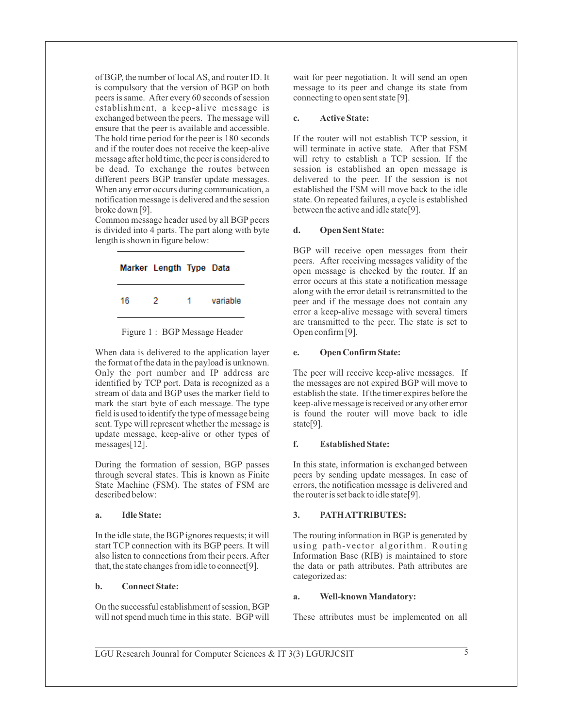of BGP, the number of local AS, and router ID. It is compulsory that the version of BGP on both peers is same. After every 60 seconds of session establishment, a keep-alive message is exchanged between the peers. The message will ensure that the peer is available and accessible. The hold time period for the peer is 180 seconds and if the router does not receive the keep-alive message after hold time, the peer is considered to be dead. To exchange the routes between different peers BGP transfer update messages. When any error occurs during communication, a notification message is delivered and the session broke down [9].

Common message header used by all BGP peers is divided into 4 parts. The part along with byte length is shown in figure below:

| Marker | Length | Type | Data |
|---|---|---|---|
| 16 | 2 | 1 | variable |

Figure 1 : BGP Message Header

When data is delivered to the application layer the format of the data in the payload is unknown. Only the port number and IP address are identified by TCP port. Data is recognized as a stream of data and BGP uses the marker field to mark the start byte of each message. The type field is used to identify the type of message being sent. Type will represent whether the message is update message, keep-alive or other types of messages[12].

During the formation of session, BGP passes through several states. This is known as Finite State Machine (FSM). The states of FSM are described below:

**a. Idle State:**

In the idle state, the BGP ignores requests; it will start TCP connection with its BGP peers. It will also listen to connections from their peers. After that, the state changes from idle to connect[9].

**b. Connect State:**

On the successful establishment of session, BGP will not spend much time in this state. BGP will wait for peer negotiation. It will send an open message to its peer and change its state from connecting to open sent state [9].

**c. Active State:**

If the router will not establish TCP session, it will terminate in active state. After that FSM will retry to establish a TCP session. If the session is established an open message is delivered to the peer. If the session is not established the FSM will move back to the idle state. On repeated failures, a cycle is established between the active and idle state[9].

**d. Open Sent State:**

BGP will receive open messages from their peers. After receiving messages validity of the open message is checked by the router. If an error occurs at this state a notification message along with the error detail is retransmitted to the peer and if the message does not contain any error a keep-alive message with several timers are transmitted to the peer. The state is set to Open confirm [9].

**e. Open Confirm State:**

The peer will receive keep-alive messages. If the messages are not expired BGP will move to establish the state. If the timer expires before the keep-alive message is received or any other error is found the router will move back to idle state[9].

**f. Established State:**

In this state, information is exchanged between peers by sending update messages. In case of errors, the notification message is delivered and the router is set back to idle state[9].

## 3. PATH ATTRIBUTES:

The routing information in BGP is generated by using path-vector algorithm. Routing Information Base (RIB) is maintained to store the data or path attributes. Path attributes are categorized as:

**a. Well-known Mandatory:**

These attributes must be implemented on all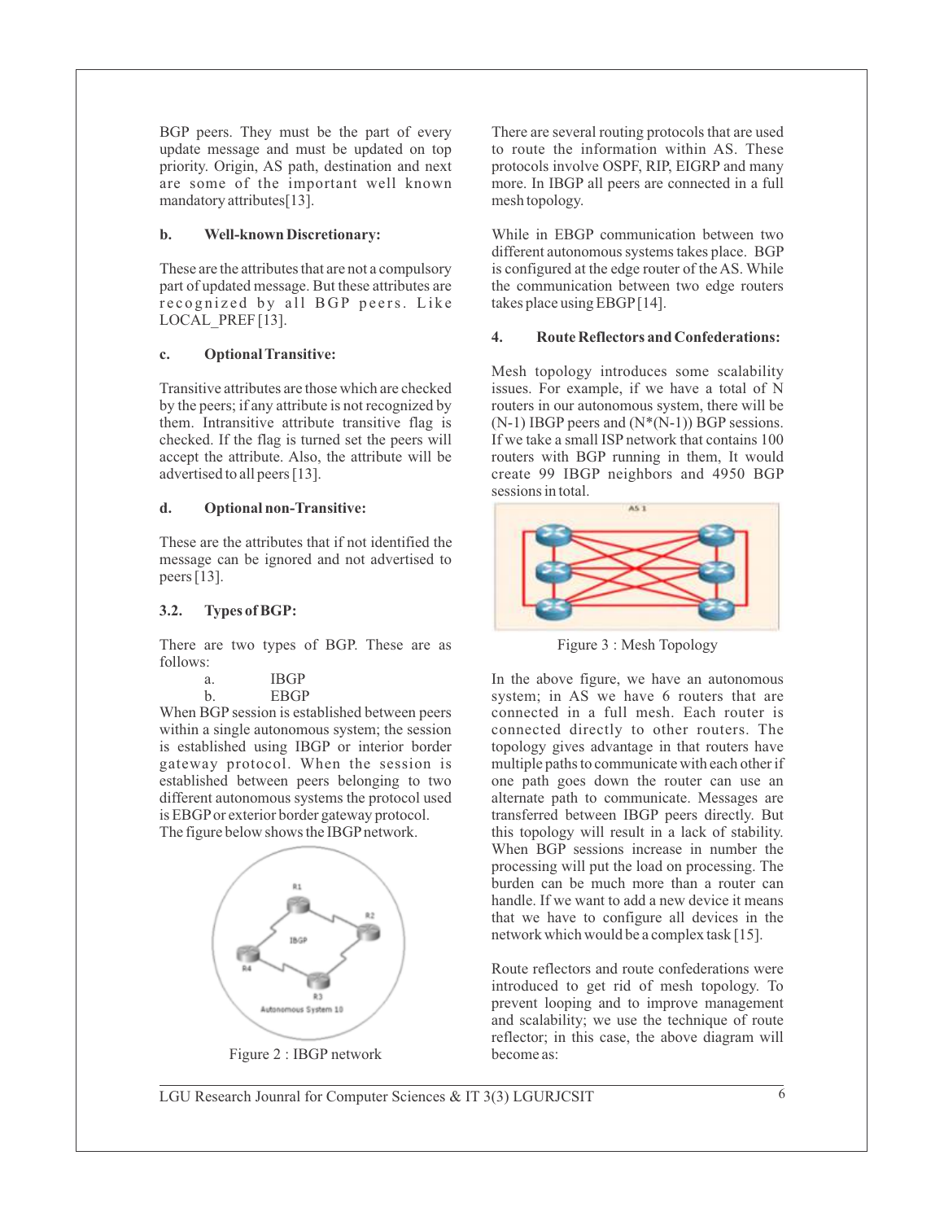BGP peers. They must be the part of every update message and must be updated on top priority. Origin, AS path, destination and next are some of the important well known mandatory attributes[13].

**b. Well-known Discretionary:**

These are the attributes that are not a compulsory part of updated message. But these attributes are recognized by all BGP peers. Like LOCAL_PREF [13].

**c. Optional Transitive:**

Transitive attributes are those which are checked by the peers; if any attribute is not recognized by them. Intransitive attribute transitive flag is checked. If the flag is turned set the peers will accept the attribute. Also, the attribute will be advertised to all peers [13].

**d. Optional non-Transitive:**

These are the attributes that if not identified the message can be ignored and not advertised to peers [13].

### 3.2. Types of BGP:

There are two types of BGP. These are as follows:

a. IBGP
b. EBGP

When BGP session is established between peers within a single autonomous system; the session is established using IBGP or interior border gateway protocol. When the session is established between peers belonging to two different autonomous systems the protocol used is EBGP or exterior border gateway protocol. The figure below shows the IBGP network.

Figure 2 : IBGP network

There are several routing protocols that are used to route the information within AS. These protocols involve OSPF, RIP, EIGRP and many more. In IBGP all peers are connected in a full mesh topology.

While in EBGP communication between two different autonomous systems takes place. BGP is configured at the edge router of the AS. While the communication between two edge routers takes place using EBGP [14].

### 4. Route Reflectors and Confederations:

Mesh topology introduces some scalability issues. For example, if we have a total of N routers in our autonomous system, there will be (N-1) IBGP peers and (N*(N-1)) BGP sessions. If we take a small ISP network that contains 100 routers with BGP running in them, It would create 99 IBGP neighbors and 4950 BGP sessions in total.

Figure 3 : Mesh Topology

In the above figure, we have an autonomous system; in AS we have 6 routers that are connected in a full mesh. Each router is connected directly to other routers. The topology gives advantage in that routers have multiple paths to communicate with each other if one path goes down the router can use an alternate path to communicate. Messages are transferred between IBGP peers directly. But this topology will result in a lack of stability. When BGP sessions increase in number the processing will put the load on processing. The burden can be much more than a router can handle. If we want to add a new device it means that we have to configure all devices in the network which would be a complex task [15].

Route reflectors and route confederations were introduced to get rid of mesh topology. To prevent looping and to improve management and scalability; we use the technique of route reflector; in this case, the above diagram will become as: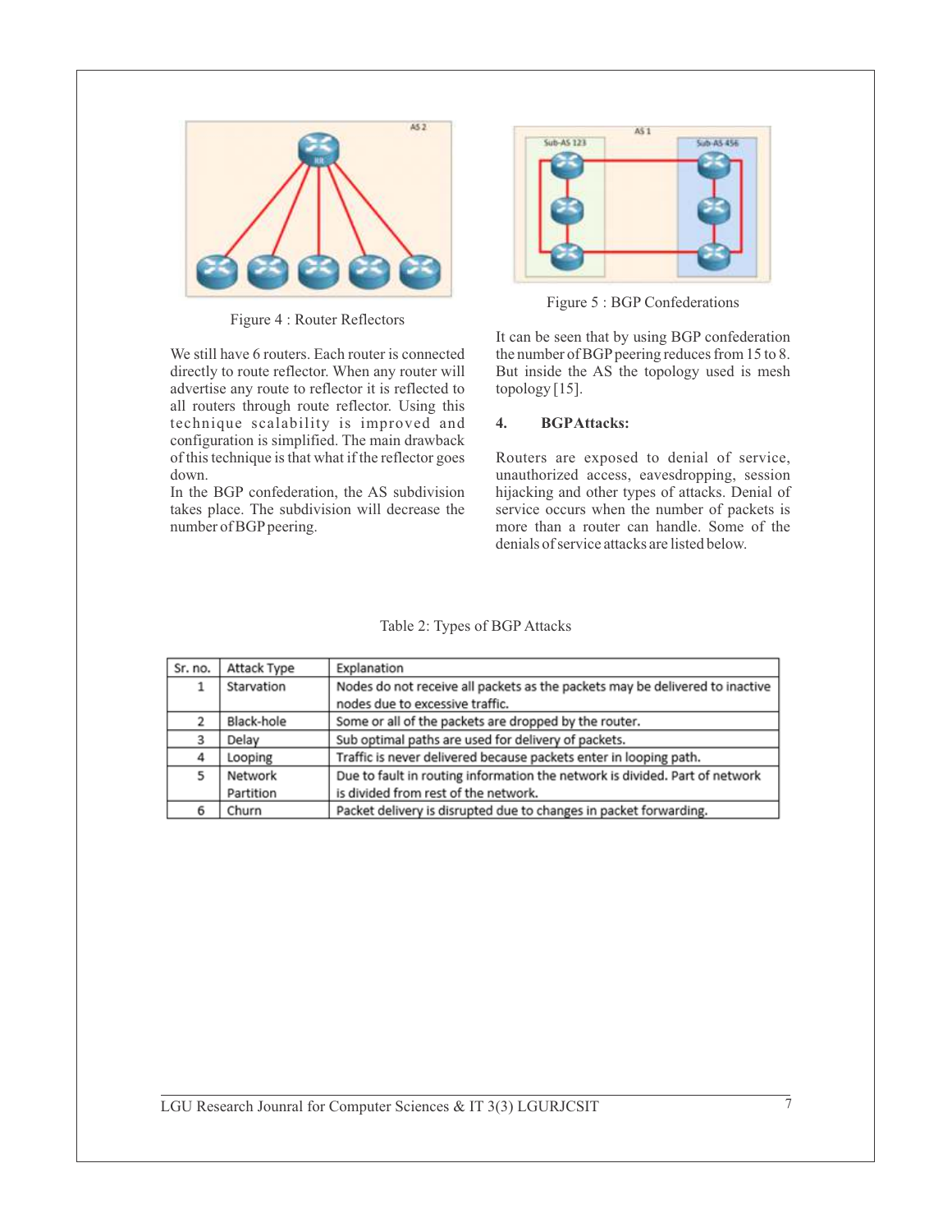Figure 4 : Router Reflectors

We still have 6 routers. Each router is connected directly to route reflector. When any router will advertise any route to reflector it is reflected to all routers through route reflector. Using this technique scalability is improved and configuration is simplified. The main drawback of this technique is that what if the reflector goes down.

In the BGP confederation, the AS subdivision takes place. The subdivision will decrease the number of BGP peering.

Figure 5 : BGP Confederations

It can be seen that by using BGP confederation the number of BGP peering reduces from 15 to 8. But inside the AS the topology used is mesh topology [15].

## 4. BGP Attacks:

Routers are exposed to denial of service, unauthorized access, eavesdropping, session hijacking and other types of attacks. Denial of service occurs when the number of packets is more than a router can handle. Some of the denials of service attacks are listed below.

Table 2: Types of BGP Attacks

| Sr. no. | Attack Type | Explanation |
|---|---|---|
| 1 | Starvation | Nodes do not receive all packets as the packets may be delivered to inactive nodes due to excessive traffic. |
| 2 | Black-hole | Some or all of the packets are dropped by the router. |
| 3 | Delay | Sub optimal paths are used for delivery of packets. |
| 4 | Looping | Traffic is never delivered because packets enter in looping path. |
| 5 | Network Partition | Due to fault in routing information the network is divided. Part of network is divided from rest of the network. |
| 6 | Churn | Packet delivery is disrupted due to changes in packet forwarding. |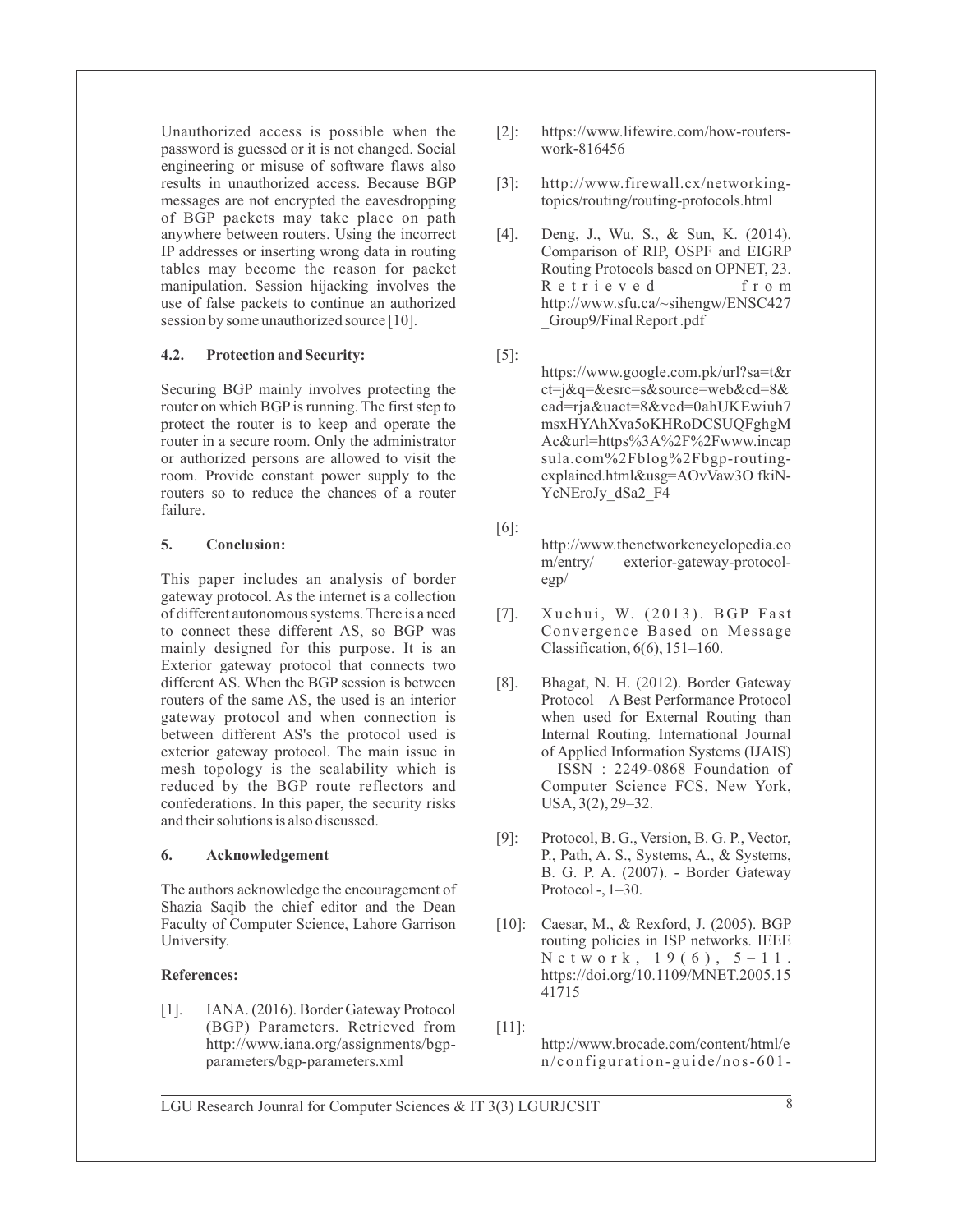Unauthorized access is possible when the password is guessed or it is not changed. Social engineering or misuse of software flaws also results in unauthorized access. Because BGP messages are not encrypted the eavesdropping of BGP packets may take place on path anywhere between routers. Using the incorrect IP addresses or inserting wrong data in routing tables may become the reason for packet manipulation. Session hijacking involves the use of false packets to continue an authorized session by some unauthorized source [10].

### 4.2. Protection and Security:

Securing BGP mainly involves protecting the router on which BGP is running. The first step to protect the router is to keep and operate the router in a secure room. Only the administrator or authorized persons are allowed to visit the room. Provide constant power supply to the routers so to reduce the chances of a router failure.

## 5. Conclusion:

This paper includes an analysis of border gateway protocol. As the internet is a collection of different autonomous systems. There is a need to connect these different AS, so BGP was mainly designed for this purpose. It is an Exterior gateway protocol that connects two different AS. When the BGP session is between routers of the same AS, the used is an interior gateway protocol and when connection is between different AS's the protocol used is exterior gateway protocol. The main issue in mesh topology is the scalability which is reduced by the BGP route reflectors and confederations. In this paper, the security risks and their solutions is also discussed.

## 6. Acknowledgement

The authors acknowledge the encouragement of Shazia Saqib the chief editor and the Dean Faculty of Computer Science, Lahore Garrison University.

## References:

[1]. IANA. (2016). Border Gateway Protocol (BGP) Parameters. Retrieved from http://www.iana.org/assignments/bgp-parameters/bgp-parameters.xml

[2]: https://www.lifewire.com/how-routers-work-816456

[3]: http://www.firewall.cx/networking-topics/routing/routing-protocols.html

[4]. Deng, J., Wu, S., & Sun, K. (2014). Comparison of RIP, OSPF and EIGRP Routing Protocols based on OPNET, 23. Retrieved from http://www.sfu.ca/~sihengw/ENSC427_Group9/Final Report .pdf

[5]: https://www.google.com.pk/url?sa=t&rct=j&q=&esrc=s&source=web&cd=8&cad=rja&uact=8&ved=0ahUKEwiuh7msxHYAhXva5oKHRoDCSUQFghgMAc&url=https%3A%2F%2Fwww.incapsula.com%2Fblog%2Fbgp-routing-explained.html&usg=AOvVaw3O fkiN-YcNEroJy_dSa2_F4

[6]: http://www.thenetworkencyclopedia.com/entry/ exterior-gateway-protocol-egp/

[7]. Xuehui, W. (2013). BGP Fast Convergence Based on Message Classification, 6(6), 151–160.

[8]. Bhagat, N. H. (2012). Border Gateway Protocol – A Best Performance Protocol when used for External Routing than Internal Routing. International Journal of Applied Information Systems (IJAIS) – ISSN : 2249-0868 Foundation of Computer Science FCS, New York, USA, 3(2), 29–32.

[9]: Protocol, B. G., Version, B. G. P., Vector, P., Path, A. S., Systems, A., & Systems, B. G. P. A. (2007). - Border Gateway Protocol -, 1–30.

[10]: Caesar, M., & Rexford, J. (2005). BGP routing policies in ISP networks. IEEE Network, 19(6), 5–11. https://doi.org/10.1109/MNET.2005.1541715

[11]: http://www.brocade.com/content/html/en/configuration-guide/nos-601-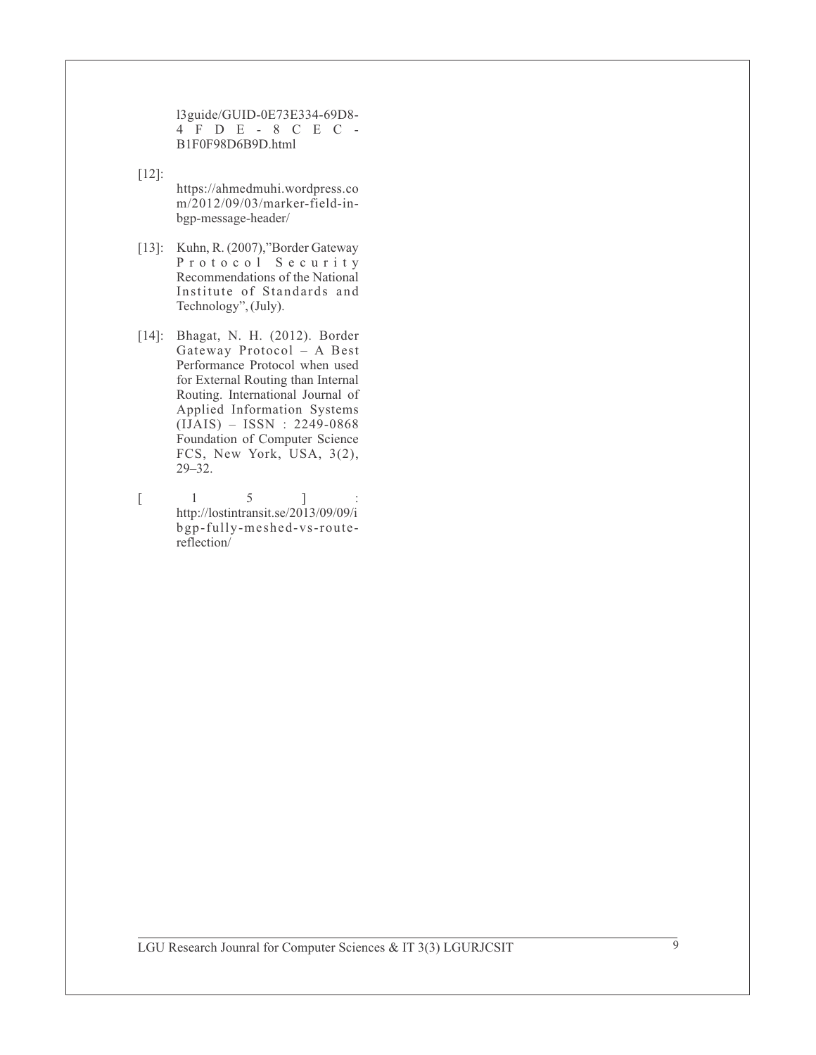l3guide/GUID-0E73E334-69D8-4FDE-8CEC-B1F0F98D6B9D.html

[12]: https://ahmedmuhi.wordpress.com/2012/09/03/marker-field-in-bgp-message-header/

[13]: Kuhn, R. (2007),"Border Gateway Protocol Security Recommendations of the National Institute of Standards and Technology", (July).

[14]: Bhagat, N. H. (2012). Border Gateway Protocol – A Best Performance Protocol when used for External Routing than Internal Routing. International Journal of Applied Information Systems (IJAIS) – ISSN : 2249-0868 Foundation of Computer Science FCS, New York, USA, 3(2), 29–32.

[15]: http://lostintransit.se/2013/09/09/ibgp-fully-meshed-vs-route-reflection/